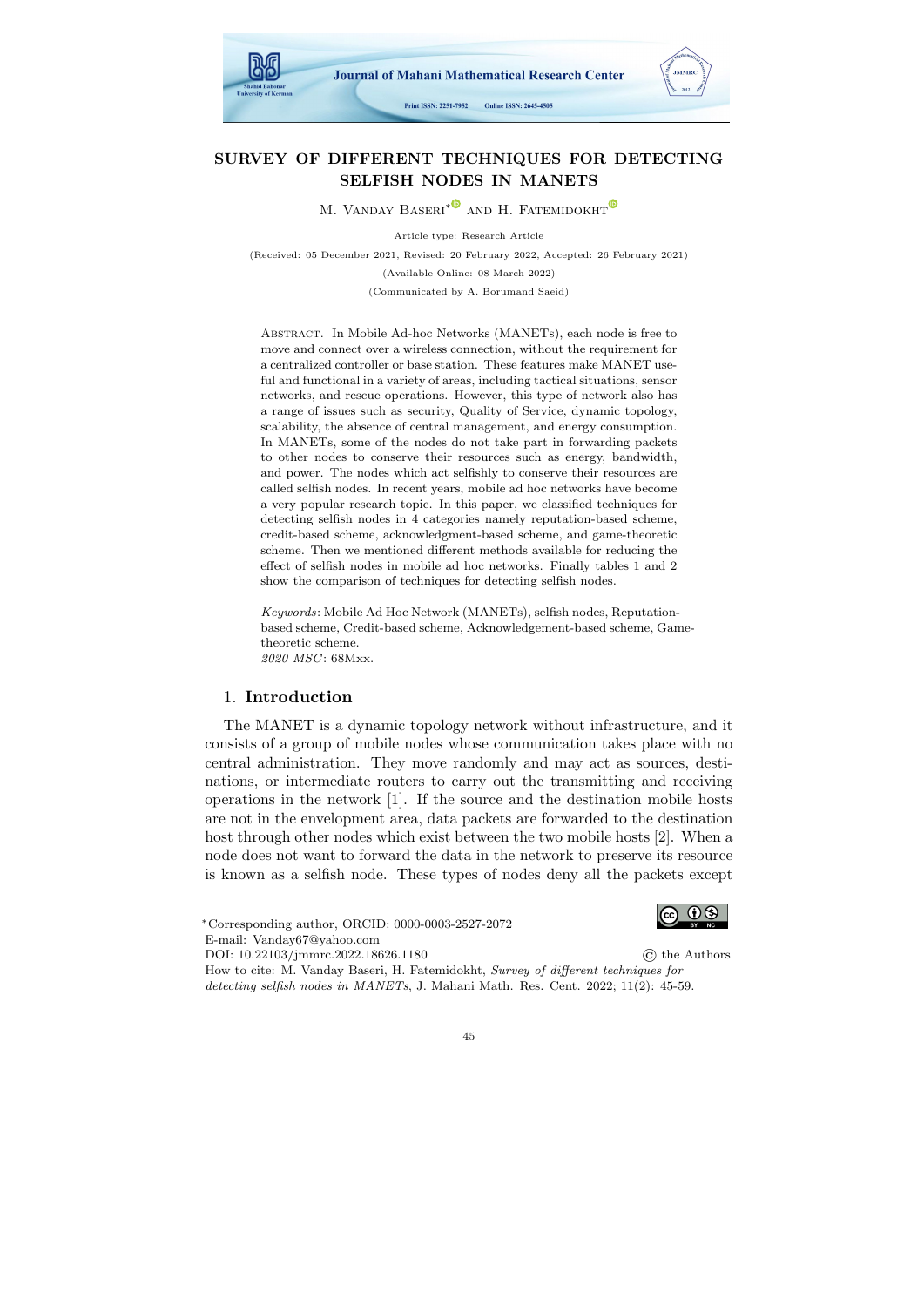# SURVEY OF DIFFERENT TECHNIQUES FOR DETECTING SELFISH NODES IN MANETS

M. Vanday Baseri* and H. Fatemidokht

Article type: Research Article

(Received: 05 December 2021, Revised: 20 February 2022, Accepted: 26 February 2021)

(Available Online: 08 March 2022)

(Communicated by A. Borumand Saeid)

Abstract. In Mobile Ad-hoc Networks (MANETs), each node is free to move and connect over a wireless connection, without the requirement for a centralized controller or base station. These features make MANET useful and functional in a variety of areas, including tactical situations, sensor networks, and rescue operations. However, this type of network also has a range of issues such as security, Quality of Service, dynamic topology, scalability, the absence of central management, and energy consumption. In MANETs, some of the nodes do not take part in forwarding packets to other nodes to conserve their resources such as energy, bandwidth, and power. The nodes which act selfishly to conserve their resources are called selfish nodes. In recent years, mobile ad hoc networks have become a very popular research topic. In this paper, we classified techniques for detecting selfish nodes in 4 categories namely reputation-based scheme, credit-based scheme, acknowledgment-based scheme, and game-theoretic scheme. Then we mentioned different methods available for reducing the effect of selfish nodes in mobile ad hoc networks. Finally tables 1 and 2 show the comparison of techniques for detecting selfish nodes.

*Keywords*: Mobile Ad Hoc Network (MANETs), selfish nodes, Reputation-based scheme, Credit-based scheme, Acknowledgement-based scheme, Game-theoretic scheme.
*2020 MSC*: 68Mxx.

## 1. Introduction

The MANET is a dynamic topology network without infrastructure, and it consists of a group of mobile nodes whose communication takes place with no central administration. They move randomly and may act as sources, destinations, or intermediate routers to carry out the transmitting and receiving operations in the network [1]. If the source and the destination mobile hosts are not in the envelopment area, data packets are forwarded to the destination host through other nodes which exist between the two mobile hosts [2]. When a node does not want to forward the data in the network to preserve its resource is known as a selfish node. These types of nodes deny all the packets except

---

*Corresponding author, ORCID: 0000-0003-2527-2072
E-mail: Vanday67@yahoo.com
DOI: 10.22103/jmmrc.2022.18626.1180 © the Authors
How to cite: M. Vanday Baseri, H. Fatemidokht, *Survey of different techniques for detecting selfish nodes in MANETs*, J. Mahani Math. Res. Cent. 2022; 11(2): 45-59.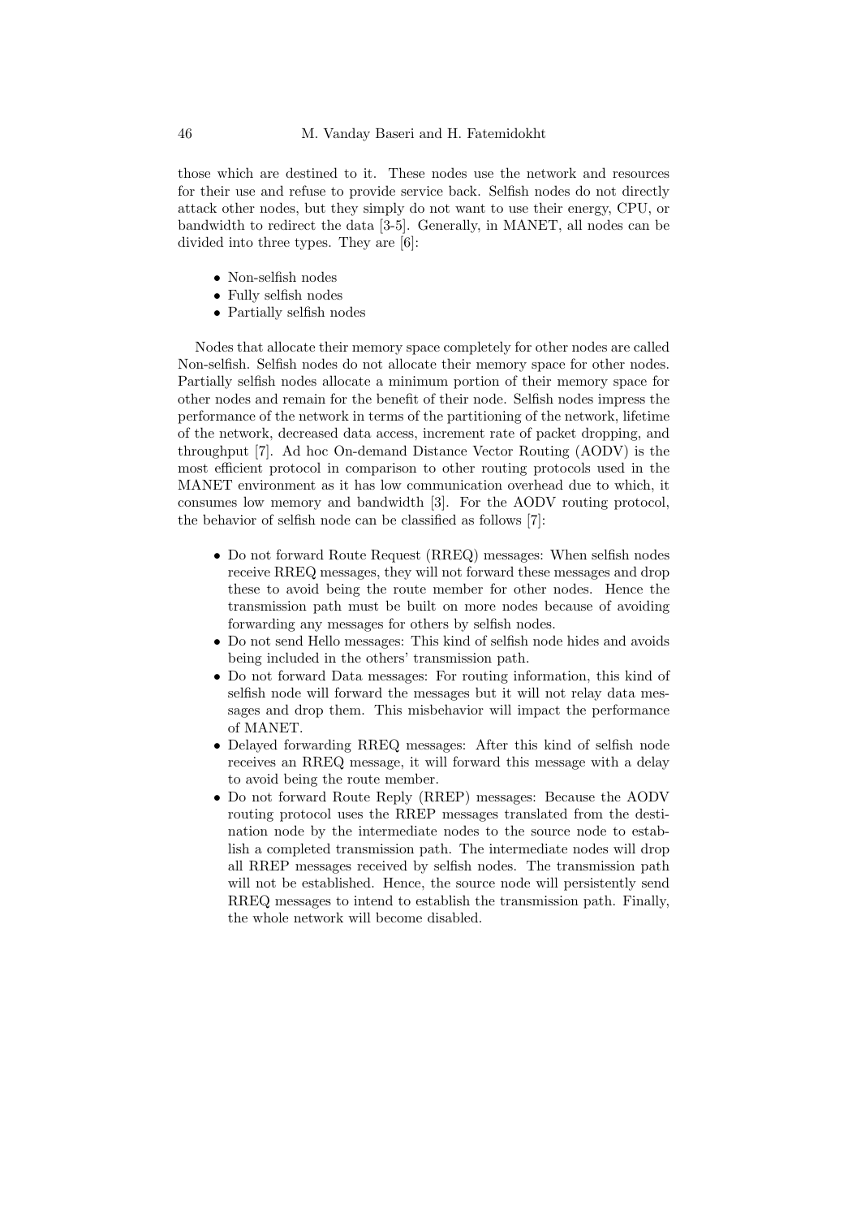those which are destined to it. These nodes use the network and resources for their use and refuse to provide service back. Selfish nodes do not directly attack other nodes, but they simply do not want to use their energy, CPU, or bandwidth to redirect the data [3-5]. Generally, in MANET, all nodes can be divided into three types. They are [6]:

- Non-selfish nodes
- Fully selfish nodes
- Partially selfish nodes

Nodes that allocate their memory space completely for other nodes are called Non-selfish. Selfish nodes do not allocate their memory space for other nodes. Partially selfish nodes allocate a minimum portion of their memory space for other nodes and remain for the benefit of their node. Selfish nodes impress the performance of the network in terms of the partitioning of the network, lifetime of the network, decreased data access, increment rate of packet dropping, and throughput [7]. Ad hoc On-demand Distance Vector Routing (AODV) is the most efficient protocol in comparison to other routing protocols used in the MANET environment as it has low communication overhead due to which, it consumes low memory and bandwidth [3]. For the AODV routing protocol, the behavior of selfish node can be classified as follows [7]:

- Do not forward Route Request (RREQ) messages: When selfish nodes receive RREQ messages, they will not forward these messages and drop these to avoid being the route member for other nodes. Hence the transmission path must be built on more nodes because of avoiding forwarding any messages for others by selfish nodes.
- Do not send Hello messages: This kind of selfish node hides and avoids being included in the others' transmission path.
- Do not forward Data messages: For routing information, this kind of selfish node will forward the messages but it will not relay data messages and drop them. This misbehavior will impact the performance of MANET.
- Delayed forwarding RREQ messages: After this kind of selfish node receives an RREQ message, it will forward this message with a delay to avoid being the route member.
- Do not forward Route Reply (RREP) messages: Because the AODV routing protocol uses the RREP messages translated from the destination node by the intermediate nodes to the source node to establish a completed transmission path. The intermediate nodes will drop all RREP messages received by selfish nodes. The transmission path will not be established. Hence, the source node will persistently send RREQ messages to intend to establish the transmission path. Finally, the whole network will become disabled.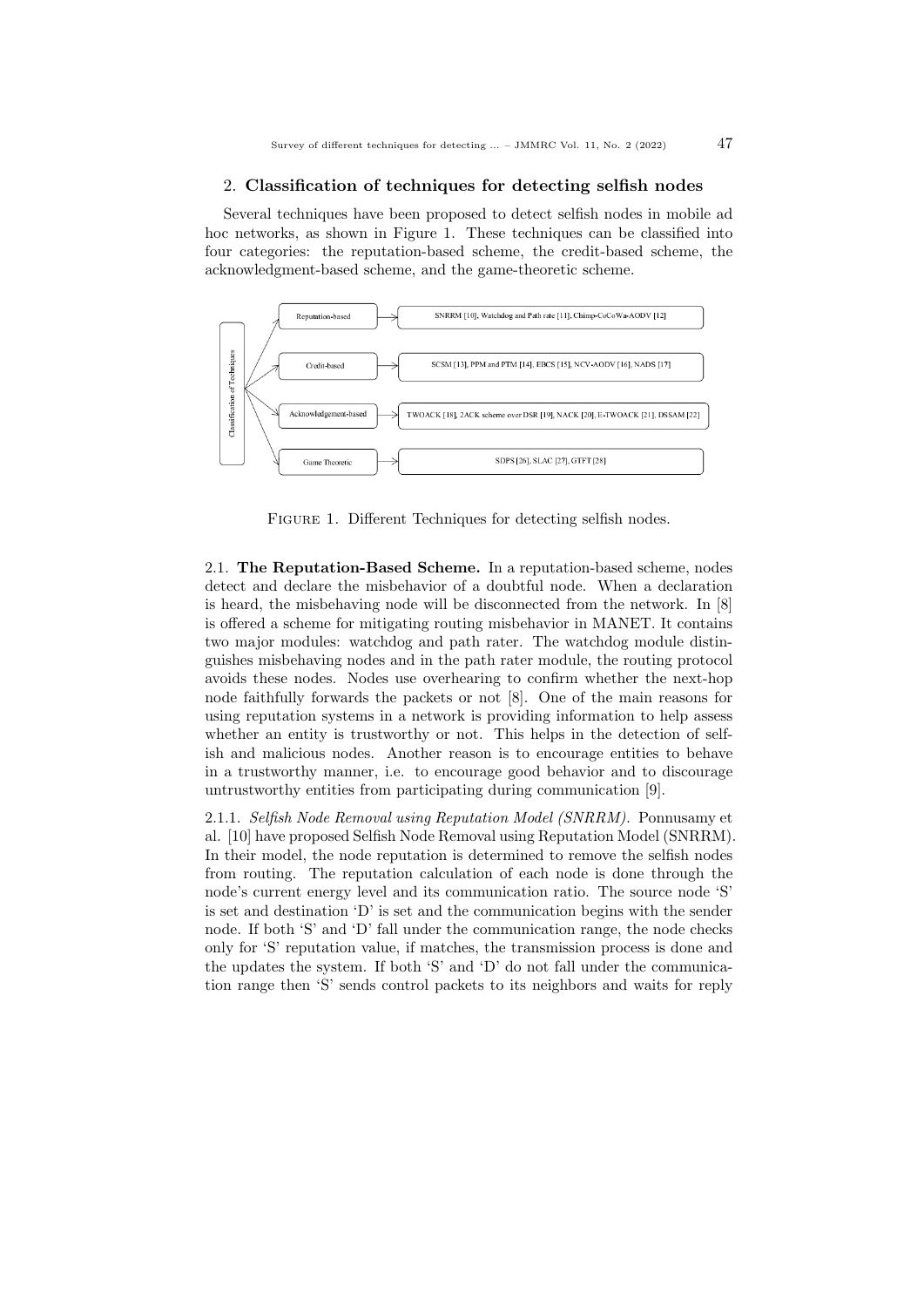## 2. Classification of techniques for detecting selfish nodes

Several techniques have been proposed to detect selfish nodes in mobile ad hoc networks, as shown in Figure 1. These techniques can be classified into four categories: the reputation-based scheme, the credit-based scheme, the acknowledgment-based scheme, and the game-theoretic scheme.

FIGURE 1. Different Techniques for detecting selfish nodes.

2.1. **The Reputation-Based Scheme.** In a reputation-based scheme, nodes detect and declare the misbehavior of a doubtful node. When a declaration is heard, the misbehaving node will be disconnected from the network. In [8] is offered a scheme for mitigating routing misbehavior in MANET. It contains two major modules: watchdog and path rater. The watchdog module distinguishes misbehaving nodes and in the path rater module, the routing protocol avoids these nodes. Nodes use overhearing to confirm whether the next-hop node faithfully forwards the packets or not [8]. One of the main reasons for using reputation systems in a network is providing information to help assess whether an entity is trustworthy or not. This helps in the detection of selfish and malicious nodes. Another reason is to encourage entities to behave in a trustworthy manner, i.e. to encourage good behavior and to discourage untrustworthy entities from participating during communication [9].

2.1.1. *Selfish Node Removal using Reputation Model (SNRRM).* Ponnusamy et al. [10] have proposed Selfish Node Removal using Reputation Model (SNRRM). In their model, the node reputation is determined to remove the selfish nodes from routing. The reputation calculation of each node is done through the node's current energy level and its communication ratio. The source node 'S' is set and destination 'D' is set and the communication begins with the sender node. If both 'S' and 'D' fall under the communication range, the node checks only for 'S' reputation value, if matches, the transmission process is done and the updates the system. If both 'S' and 'D' do not fall under the communication range then 'S' sends control packets to its neighbors and waits for reply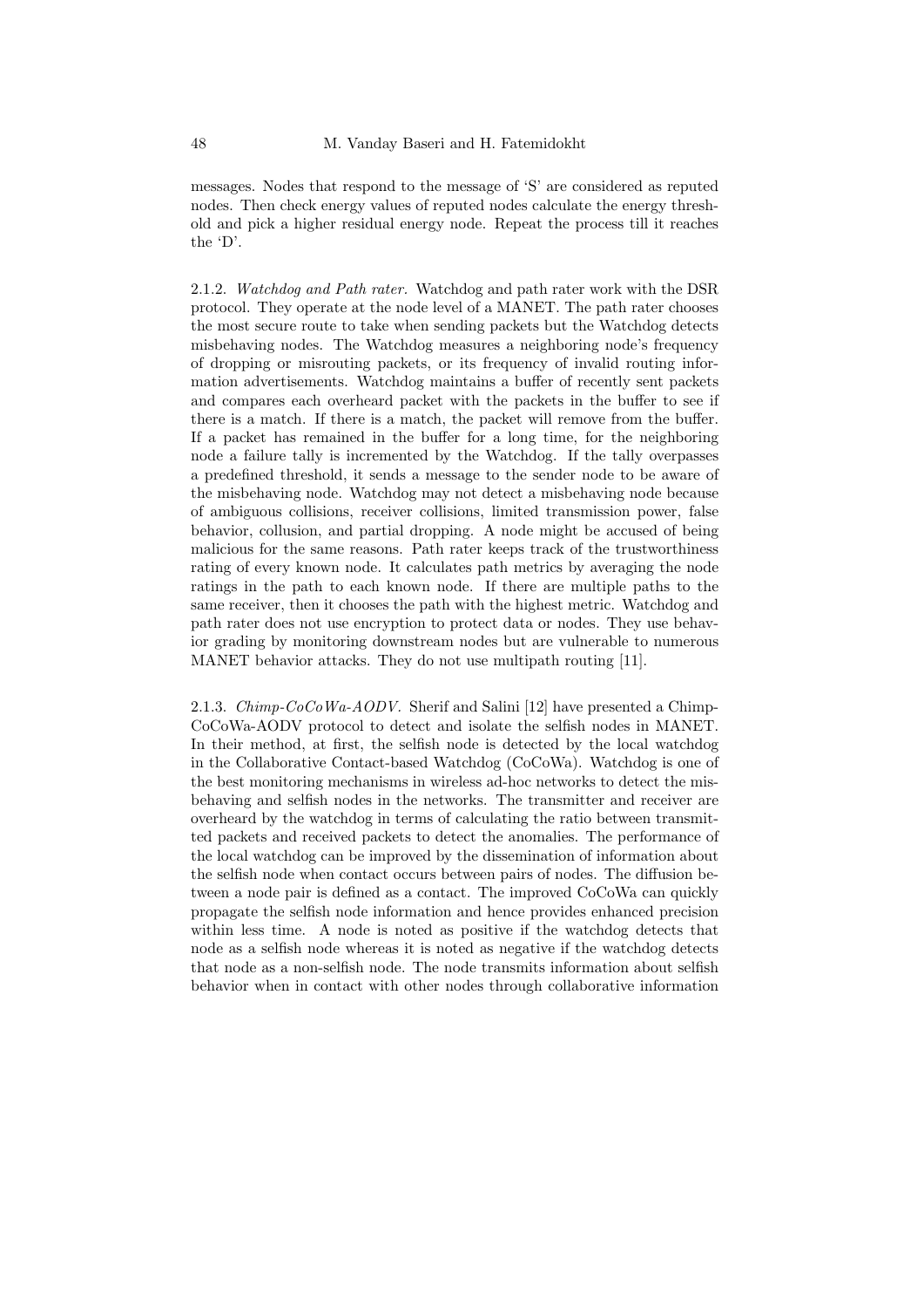messages. Nodes that respond to the message of 'S' are considered as reputed nodes. Then check energy values of reputed nodes calculate the energy threshold and pick a higher residual energy node. Repeat the process till it reaches the 'D'.

2.1.2. *Watchdog and Path rater.* Watchdog and path rater work with the DSR protocol. They operate at the node level of a MANET. The path rater chooses the most secure route to take when sending packets but the Watchdog detects misbehaving nodes. The Watchdog measures a neighboring node's frequency of dropping or misrouting packets, or its frequency of invalid routing information advertisements. Watchdog maintains a buffer of recently sent packets and compares each overheard packet with the packets in the buffer to see if there is a match. If there is a match, the packet will remove from the buffer. If a packet has remained in the buffer for a long time, for the neighboring node a failure tally is incremented by the Watchdog. If the tally overpasses a predefined threshold, it sends a message to the sender node to be aware of the misbehaving node. Watchdog may not detect a misbehaving node because of ambiguous collisions, receiver collisions, limited transmission power, false behavior, collusion, and partial dropping. A node might be accused of being malicious for the same reasons. Path rater keeps track of the trustworthiness rating of every known node. It calculates path metrics by averaging the node ratings in the path to each known node. If there are multiple paths to the same receiver, then it chooses the path with the highest metric. Watchdog and path rater does not use encryption to protect data or nodes. They use behavior grading by monitoring downstream nodes but are vulnerable to numerous MANET behavior attacks. They do not use multipath routing [11].

2.1.3. *Chimp-CoCoWa-AODV.* Sherif and Salini [12] have presented a Chimp-CoCoWa-AODV protocol to detect and isolate the selfish nodes in MANET. In their method, at first, the selfish node is detected by the local watchdog in the Collaborative Contact-based Watchdog (CoCoWa). Watchdog is one of the best monitoring mechanisms in wireless ad-hoc networks to detect the misbehaving and selfish nodes in the networks. The transmitter and receiver are overheard by the watchdog in terms of calculating the ratio between transmitted packets and received packets to detect the anomalies. The performance of the local watchdog can be improved by the dissemination of information about the selfish node when contact occurs between pairs of nodes. The diffusion between a node pair is defined as a contact. The improved CoCoWa can quickly propagate the selfish node information and hence provides enhanced precision within less time. A node is noted as positive if the watchdog detects that node as a selfish node whereas it is noted as negative if the watchdog detects that node as a non-selfish node. The node transmits information about selfish behavior when in contact with other nodes through collaborative information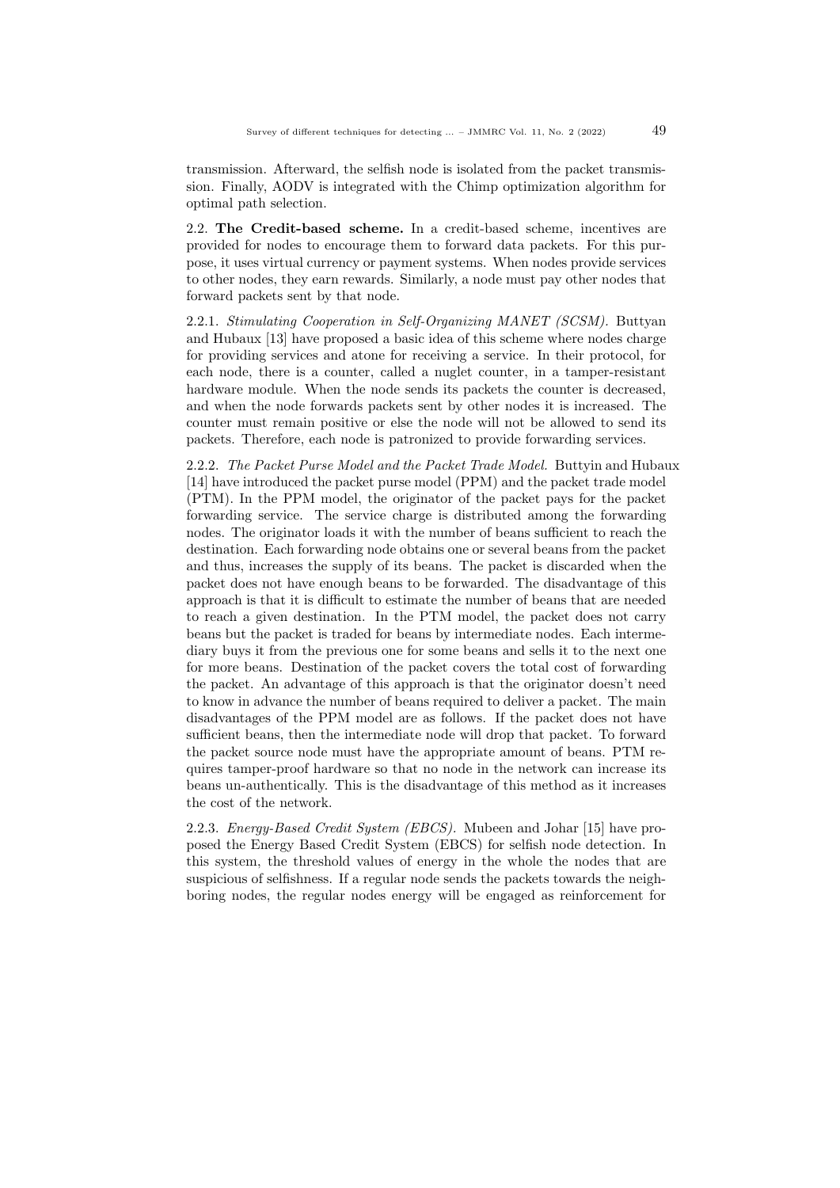transmission. Afterward, the selfish node is isolated from the packet transmission. Finally, AODV is integrated with the Chimp optimization algorithm for optimal path selection.

2.2. **The Credit-based scheme.** In a credit-based scheme, incentives are provided for nodes to encourage them to forward data packets. For this purpose, it uses virtual currency or payment systems. When nodes provide services to other nodes, they earn rewards. Similarly, a node must pay other nodes that forward packets sent by that node.

2.2.1. *Stimulating Cooperation in Self-Organizing MANET (SCSM).* Buttyan and Hubaux [13] have proposed a basic idea of this scheme where nodes charge for providing services and atone for receiving a service. In their protocol, for each node, there is a counter, called a nuglet counter, in a tamper-resistant hardware module. When the node sends its packets the counter is decreased, and when the node forwards packets sent by other nodes it is increased. The counter must remain positive or else the node will not be allowed to send its packets. Therefore, each node is patronized to provide forwarding services.

2.2.2. *The Packet Purse Model and the Packet Trade Model.* Buttyin and Hubaux [14] have introduced the packet purse model (PPM) and the packet trade model (PTM). In the PPM model, the originator of the packet pays for the packet forwarding service. The service charge is distributed among the forwarding nodes. The originator loads it with the number of beans sufficient to reach the destination. Each forwarding node obtains one or several beans from the packet and thus, increases the supply of its beans. The packet is discarded when the packet does not have enough beans to be forwarded. The disadvantage of this approach is that it is difficult to estimate the number of beans that are needed to reach a given destination. In the PTM model, the packet does not carry beans but the packet is traded for beans by intermediate nodes. Each intermediary buys it from the previous one for some beans and sells it to the next one for more beans. Destination of the packet covers the total cost of forwarding the packet. An advantage of this approach is that the originator doesn't need to know in advance the number of beans required to deliver a packet. The main disadvantages of the PPM model are as follows. If the packet does not have sufficient beans, then the intermediate node will drop that packet. To forward the packet source node must have the appropriate amount of beans. PTM requires tamper-proof hardware so that no node in the network can increase its beans un-authentically. This is the disadvantage of this method as it increases the cost of the network.

2.2.3. *Energy-Based Credit System (EBCS).* Mubeen and Johar [15] have proposed the Energy Based Credit System (EBCS) for selfish node detection. In this system, the threshold values of energy in the whole the nodes that are suspicious of selfishness. If a regular node sends the packets towards the neighboring nodes, the regular nodes energy will be engaged as reinforcement for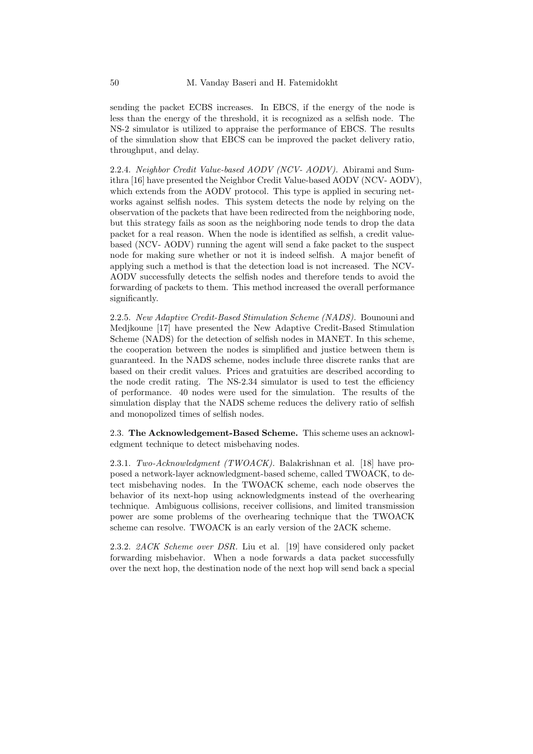sending the packet ECBS increases. In EBCS, if the energy of the node is less than the energy of the threshold, it is recognized as a selfish node. The NS-2 simulator is utilized to appraise the performance of EBCS. The results of the simulation show that EBCS can be improved the packet delivery ratio, throughput, and delay.

#### 2.2.4. *Neighbor Credit Value-based AODV (NCV- AODV).*

Abirami and Sumithra [16] have presented the Neighbor Credit Value-based AODV (NCV- AODV), which extends from the AODV protocol. This type is applied in securing networks against selfish nodes. This system detects the node by relying on the observation of the packets that have been redirected from the neighboring node, but this strategy fails as soon as the neighboring node tends to drop the data packet for a real reason. When the node is identified as selfish, a credit value-based (NCV- AODV) running the agent will send a fake packet to the suspect node for making sure whether or not it is indeed selfish. A major benefit of applying such a method is that the detection load is not increased. The NCV-AODV successfully detects the selfish nodes and therefore tends to avoid the forwarding of packets to them. This method increased the overall performance significantly.

#### 2.2.5. *New Adaptive Credit-Based Stimulation Scheme (NADS).*

Bounouni and Medjkoune [17] have presented the New Adaptive Credit-Based Stimulation Scheme (NADS) for the detection of selfish nodes in MANET. In this scheme, the cooperation between the nodes is simplified and justice between them is guaranteed. In the NADS scheme, nodes include three discrete ranks that are based on their credit values. Prices and gratuities are described according to the node credit rating. The NS-2.34 simulator is used to test the efficiency of performance. 40 nodes were used for the simulation. The results of the simulation display that the NADS scheme reduces the delivery ratio of selfish and monopolized times of selfish nodes.

### 2.3. **The Acknowledgement-Based Scheme.**

This scheme uses an acknowledgment technique to detect misbehaving nodes.

#### 2.3.1. *Two-Acknowledgment (TWOACK).*

Balakrishnan et al. [18] have proposed a network-layer acknowledgment-based scheme, called TWOACK, to detect misbehaving nodes. In the TWOACK scheme, each node observes the behavior of its next-hop using acknowledgments instead of the overhearing technique. Ambiguous collisions, receiver collisions, and limited transmission power are some problems of the overhearing technique that the TWOACK scheme can resolve. TWOACK is an early version of the 2ACK scheme.

#### 2.3.2. *2ACK Scheme over DSR.*

Liu et al. [19] have considered only packet forwarding misbehavior. When a node forwards a data packet successfully over the next hop, the destination node of the next hop will send back a special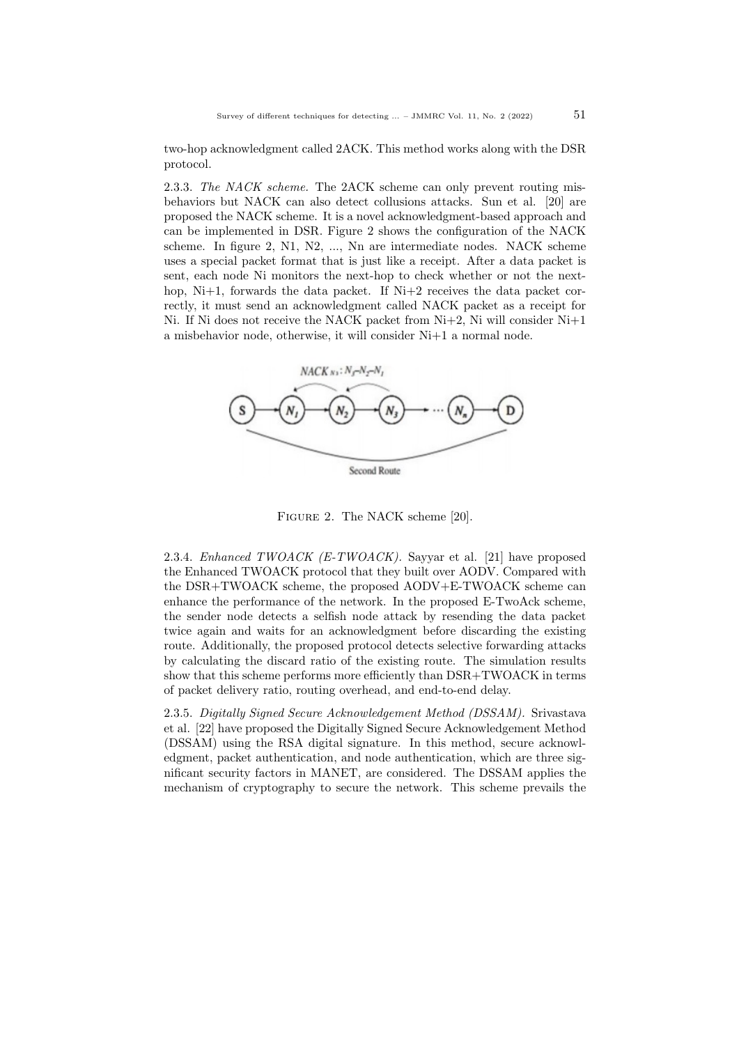two-hop acknowledgment called 2ACK. This method works along with the DSR protocol.

2.3.3. *The NACK scheme.* The 2ACK scheme can only prevent routing misbehaviors but NACK can also detect collusions attacks. Sun et al. [20] are proposed the NACK scheme. It is a novel acknowledgment-based approach and can be implemented in DSR. Figure 2 shows the configuration of the NACK scheme. In figure 2, N1, N2, ..., Nn are intermediate nodes. NACK scheme uses a special packet format that is just like a receipt. After a data packet is sent, each node Ni monitors the next-hop to check whether or not the next-hop, Ni+1, forwards the data packet. If Ni+2 receives the data packet correctly, it must send an acknowledgment called NACK packet as a receipt for Ni. If Ni does not receive the NACK packet from Ni+2, Ni will consider Ni+1 a misbehavior node, otherwise, it will consider Ni+1 a normal node.

FIGURE 2. The NACK scheme [20].

2.3.4. *Enhanced TWOACK (E-TWOACK).* Sayyar et al. [21] have proposed the Enhanced TWOACK protocol that they built over AODV. Compared with the DSR+TWOACK scheme, the proposed AODV+E-TWOACK scheme can enhance the performance of the network. In the proposed E-TwoAck scheme, the sender node detects a selfish node attack by resending the data packet twice again and waits for an acknowledgment before discarding the existing route. Additionally, the proposed protocol detects selective forwarding attacks by calculating the discard ratio of the existing route. The simulation results show that this scheme performs more efficiently than DSR+TWOACK in terms of packet delivery ratio, routing overhead, and end-to-end delay.

2.3.5. *Digitally Signed Secure Acknowledgement Method (DSSAM).* Srivastava et al. [22] have proposed the Digitally Signed Secure Acknowledgement Method (DSSAM) using the RSA digital signature. In this method, secure acknowledgment, packet authentication, and node authentication, which are three significant security factors in MANET, are considered. The DSSAM applies the mechanism of cryptography to secure the network. This scheme prevails the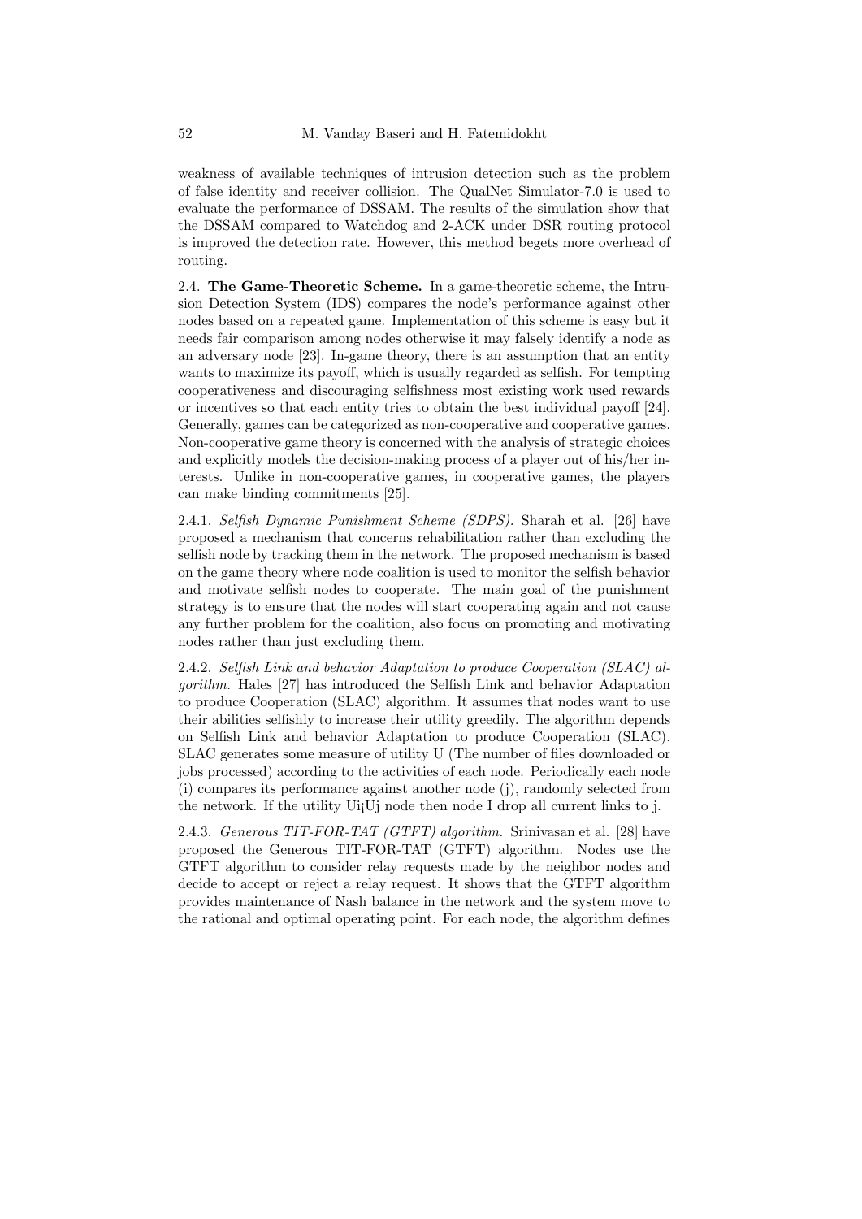weakness of available techniques of intrusion detection such as the problem of false identity and receiver collision. The QualNet Simulator-7.0 is used to evaluate the performance of DSSAM. The results of the simulation show that the DSSAM compared to Watchdog and 2-ACK under DSR routing protocol is improved the detection rate. However, this method begets more overhead of routing.

2.4. **The Game-Theoretic Scheme.** In a game-theoretic scheme, the Intrusion Detection System (IDS) compares the node's performance against other nodes based on a repeated game. Implementation of this scheme is easy but it needs fair comparison among nodes otherwise it may falsely identify a node as an adversary node [23]. In-game theory, there is an assumption that an entity wants to maximize its payoff, which is usually regarded as selfish. For tempting cooperativeness and discouraging selfishness most existing work used rewards or incentives so that each entity tries to obtain the best individual payoff [24]. Generally, games can be categorized as non-cooperative and cooperative games. Non-cooperative game theory is concerned with the analysis of strategic choices and explicitly models the decision-making process of a player out of his/her interests. Unlike in non-cooperative games, in cooperative games, the players can make binding commitments [25].

2.4.1. *Selfish Dynamic Punishment Scheme (SDPS).* Sharah et al. [26] have proposed a mechanism that concerns rehabilitation rather than excluding the selfish node by tracking them in the network. The proposed mechanism is based on the game theory where node coalition is used to monitor the selfish behavior and motivate selfish nodes to cooperate. The main goal of the punishment strategy is to ensure that the nodes will start cooperating again and not cause any further problem for the coalition, also focus on promoting and motivating nodes rather than just excluding them.

2.4.2. *Selfish Link and behavior Adaptation to produce Cooperation (SLAC) algorithm.* Hales [27] has introduced the Selfish Link and behavior Adaptation to produce Cooperation (SLAC) algorithm. It assumes that nodes want to use their abilities selfishly to increase their utility greedily. The algorithm depends on Selfish Link and behavior Adaptation to produce Cooperation (SLAC). SLAC generates some measure of utility U (The number of files downloaded or jobs processed) according to the activities of each node. Periodically each node (i) compares its performance against another node (j), randomly selected from the network. If the utility Ui¡Uj node then node I drop all current links to j.

2.4.3. *Generous TIT-FOR-TAT (GTFT) algorithm.* Srinivasan et al. [28] have proposed the Generous TIT-FOR-TAT (GTFT) algorithm. Nodes use the GTFT algorithm to consider relay requests made by the neighbor nodes and decide to accept or reject a relay request. It shows that the GTFT algorithm provides maintenance of Nash balance in the network and the system move to the rational and optimal operating point. For each node, the algorithm defines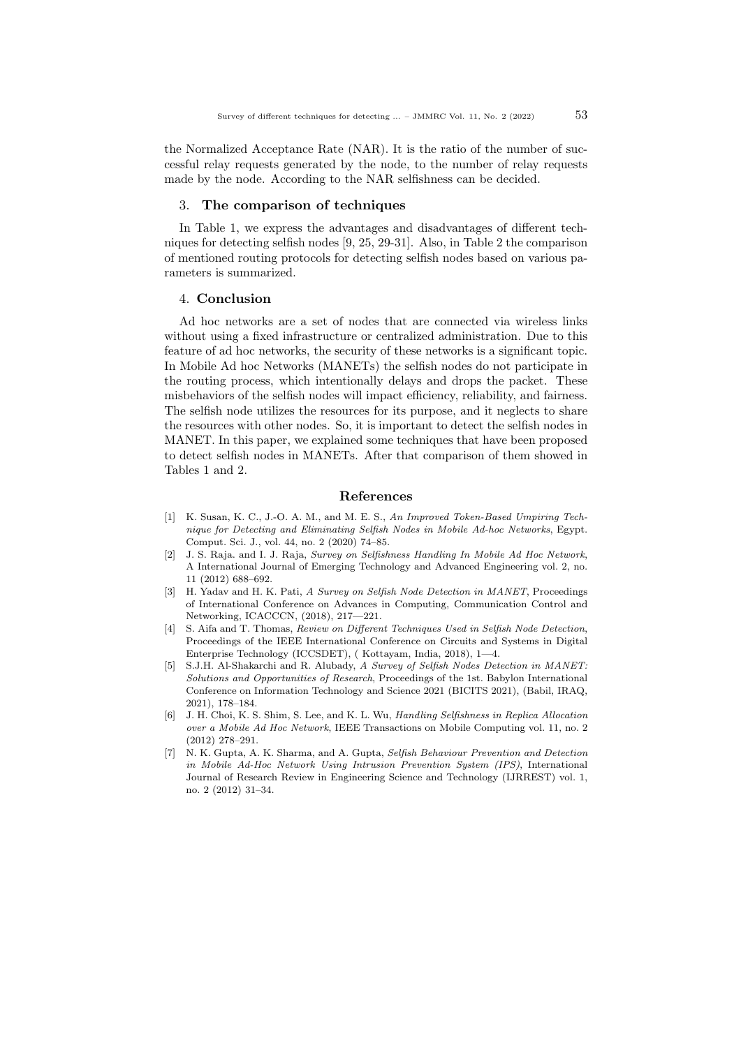the Normalized Acceptance Rate (NAR). It is the ratio of the number of successful relay requests generated by the node, to the number of relay requests made by the node. According to the NAR selfishness can be decided.

## 3. The comparison of techniques

In Table 1, we express the advantages and disadvantages of different techniques for detecting selfish nodes [9, 25, 29-31]. Also, in Table 2 the comparison of mentioned routing protocols for detecting selfish nodes based on various parameters is summarized.

## 4. Conclusion

Ad hoc networks are a set of nodes that are connected via wireless links without using a fixed infrastructure or centralized administration. Due to this feature of ad hoc networks, the security of these networks is a significant topic. In Mobile Ad hoc Networks (MANETs) the selfish nodes do not participate in the routing process, which intentionally delays and drops the packet. These misbehaviors of the selfish nodes will impact efficiency, reliability, and fairness. The selfish node utilizes the resources for its purpose, and it neglects to share the resources with other nodes. So, it is important to detect the selfish nodes in MANET. In this paper, we explained some techniques that have been proposed to detect selfish nodes in MANETs. After that comparison of them showed in Tables 1 and 2.

## References

[1] K. Susan, K. C., J.-O. A. M., and M. E. S., *An Improved Token-Based Umpiring Technique for Detecting and Eliminating Selfish Nodes in Mobile Ad-hoc Networks*, Egypt. Comput. Sci. J., vol. 44, no. 2 (2020) 74–85.

[2] J. S. Raja. and I. J. Raja, *Survey on Selfishness Handling In Mobile Ad Hoc Network*, A International Journal of Emerging Technology and Advanced Engineering vol. 2, no. 11 (2012) 688–692.

[3] H. Yadav and H. K. Pati, *A Survey on Selfish Node Detection in MANET*, Proceedings of International Conference on Advances in Computing, Communication Control and Networking, ICACCCN, (2018), 217—221.

[4] S. Aifa and T. Thomas, *Review on Different Techniques Used in Selfish Node Detection*, Proceedings of the IEEE International Conference on Circuits and Systems in Digital Enterprise Technology (ICCSDET), ( Kottayam, India, 2018), 1—4.

[5] S.J.H. Al-Shakarchi and R. Alubady, *A Survey of Selfish Nodes Detection in MANET: Solutions and Opportunities of Research*, Proceedings of the 1st. Babylon International Conference on Information Technology and Science 2021 (BICITS 2021), (Babil, IRAQ, 2021), 178–184.

[6] J. H. Choi, K. S. Shim, S. Lee, and K. L. Wu, *Handling Selfishness in Replica Allocation over a Mobile Ad Hoc Network*, IEEE Transactions on Mobile Computing vol. 11, no. 2 (2012) 278–291.

[7] N. K. Gupta, A. K. Sharma, and A. Gupta, *Selfish Behaviour Prevention and Detection in Mobile Ad-Hoc Network Using Intrusion Prevention System (IPS)*, International Journal of Research Review in Engineering Science and Technology (IJRREST) vol. 1, no. 2 (2012) 31–34.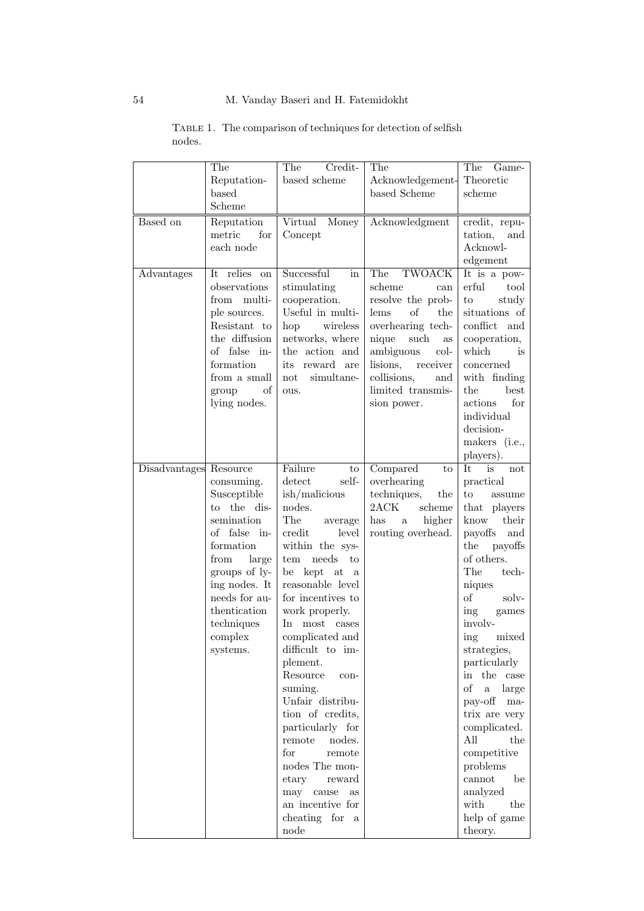TABLE 1. The comparison of techniques for detection of selfish nodes.

| | The Reputation-based Scheme | The Credit-based scheme | The Acknowledgement-based Scheme | The Game-Theoretic scheme |
|---|---|---|---|---|
| Based on | Reputation metric for each node | Virtual Money Concept | Acknowledgment | credit, reputation, and Acknowledgement |
| Advantages | It relies on observations from multiple sources. Resistant to the diffusion of false information from a small group of lying nodes. | Successful in stimulating cooperation. Useful in multi-hop wireless networks, where the action and its reward are not simultaneous. | The TWOACK scheme can resolve the problems of the overhearing technique such as ambiguous collisions, receiver collisions, and limited transmission power. | It is a powerful tool to study situations of conflict and cooperation, which is concerned with finding the best actions for individual decision-makers (i.e., players). |
| Disadvantages | Resource consuming. Susceptible to the dissemination of false information from large groups of lying nodes. It needs for authentication techniques complex systems. | Failure to detect selfish/malicious nodes. The average credit level within the system needs to be kept at a reasonable level for incentives to work properly. In most cases complicated and difficult to implement. Resource consuming. Unfair distribution of credits, particularly for remote nodes. for remote nodes The monetary reward may cause as an incentive for cheating for a node | Compared to overhearing techniques, the 2ACK scheme has a higher routing overhead. | It is not practical to assume that players know their payoffs and the payoffs of others. The techniques of solving games involving mixed strategies, particularly in the case of a large pay-off matrix are very complicated. All the competitive problems cannot be analyzed with the help of game theory. |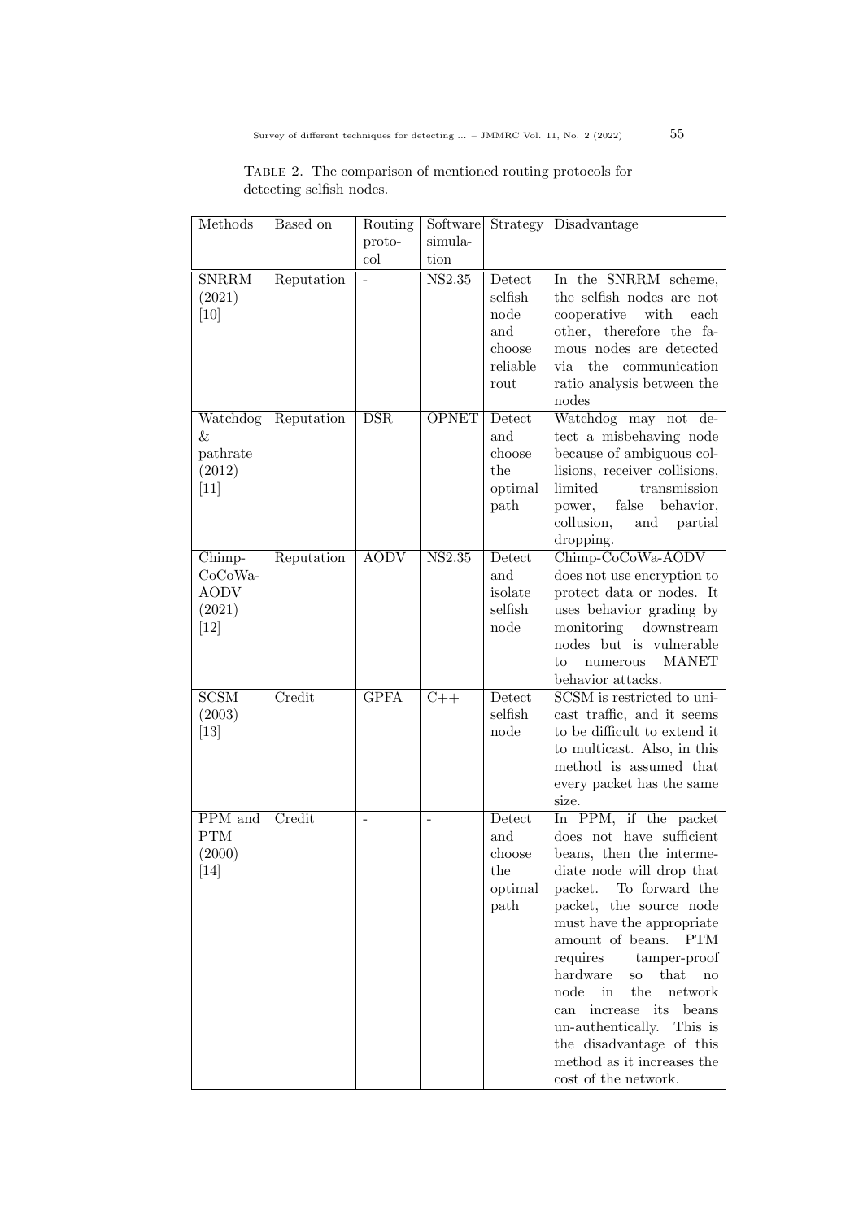Table 2. The comparison of mentioned routing protocols for detecting selfish nodes.

| Methods | Based on | Routing protocol | Software simulation | Strategy | Disadvantage |
|---|---|---|---|---|---|
| SNRRM (2021) [10] | Reputation | - | NS2.35 | Detect selfish node and choose reliable rout | In the SNRRM scheme, the selfish nodes are not cooperative with each other, therefore the famous nodes are detected via the communication ratio analysis between the nodes |
| Watchdog & pathrate (2012) [11] | Reputation | DSR | OPNET | Detect and choose the optimal path | Watchdog may not detect a misbehaving node because of ambiguous collisions, receiver collisions, limited transmission power, false behavior, collusion, and partial dropping. |
| Chimp-CoCoWa-AODV (2021) [12] | Reputation | AODV | NS2.35 | Detect and isolate selfish node | Chimp-CoCoWa-AODV does not use encryption to protect data or nodes. It uses behavior grading by monitoring downstream nodes but is vulnerable to numerous MANET behavior attacks. |
| SCSM (2003) [13] | Credit | GPFA | C++ | Detect selfish node | SCSM is restricted to unicast traffic, and it seems to be difficult to extend it to multicast. Also, in this method is assumed that every packet has the same size. |
| PPM and PTM (2000) [14] | Credit | - | - | Detect and choose the optimal path | In PPM, if the packet does not have sufficient beans, then the intermediate node will drop that packet. To forward the packet, the source node must have the appropriate amount of beans. PTM requires tamper-proof hardware so that no node in the network can increase its beans un-authentically. This is the disadvantage of this method as it increases the cost of the network. |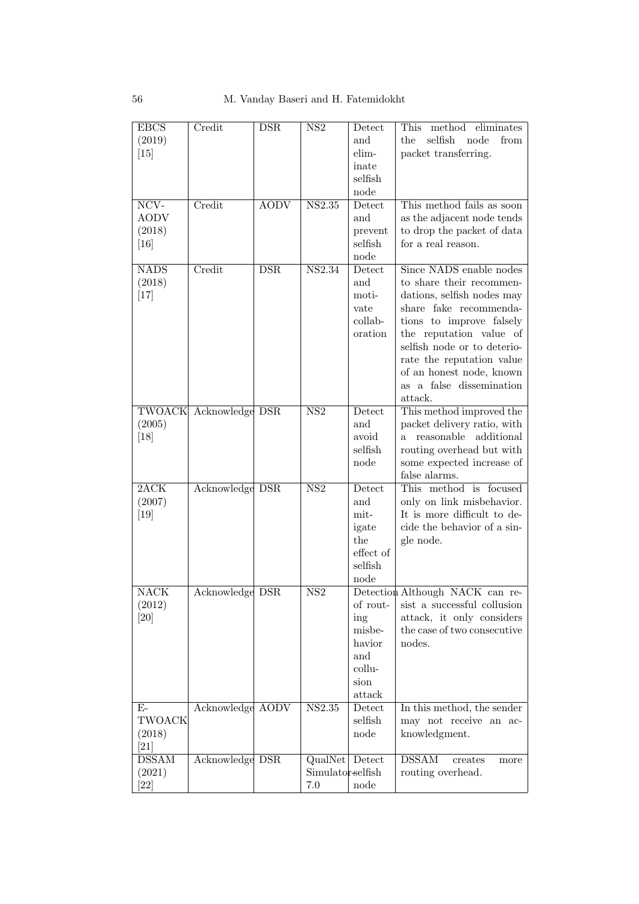| EBCS (2019) [15] | Credit | DSR | NS2 | Detect and eliminate selfish node | This method eliminates the selfish node from packet transferring. |
|---|---|---|---|---|---|
| NCV-AODV (2018) [16] | Credit | AODV | NS2.35 | Detect and prevent selfish node | This method fails as soon as the adjacent node tends to drop the packet of data for a real reason. |
| NADS (2018) [17] | Credit | DSR | NS2.34 | Detect and motivate collaboration | Since NADS enable nodes to share their recommendations, selfish nodes may share fake recommendations to improve falsely the reputation value of selfish node or to deteriorate the reputation value of an honest node, known as a false dissemination attack. |
| TWOACK (2005) [18] | Acknowledge | DSR | NS2 | Detect and avoid selfish node | This method improved the packet delivery ratio, with a reasonable additional routing overhead but with some expected increase of false alarms. |
| 2ACK (2007) [19] | Acknowledge | DSR | NS2 | Detect and mitigate the effect of selfish node | This method is focused only on link misbehavior. It is more difficult to decide the behavior of a single node. |
| NACK (2012) [20] | Acknowledge | DSR | NS2 | Detection of routing misbehavior and collusion attack | Although NACK can resist a successful collusion attack, it only considers the case of two consecutive nodes. |
| E-TWOACK (2018) [21] | Acknowledge | AODV | NS2.35 | Detect selfish node | In this method, the sender may not receive an acknowledgment. |
| DSSAM (2021) [22] | Acknowledge | DSR | QualNet Simulator 7.0 | Detect selfish node | DSSAM creates more routing overhead. |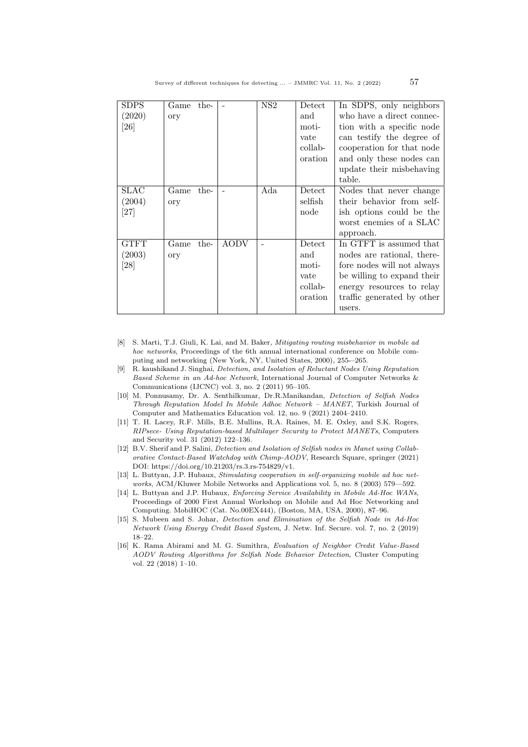| | | | | | |
|---|---|---|---|---|---|
| SDPS (2020) [26] | Game theory | - | NS2 | Detect and motivate collaboration | In SDPS, only neighbors who have a direct connection with a specific node can testify the degree of cooperation for that node and only these nodes can update their misbehaving table. |
| SLAC (2004) [27] | Game theory | - | Ada | Detect selfish node | Nodes that never change their behavior from selfish options could be the worst enemies of a SLAC approach. |
| GTFT (2003) [28] | Game theory | AODV | - | Detect and motivate collaboration | In GTFT is assumed that nodes are rational, therefore nodes will not always be willing to expand their energy resources to relay traffic generated by other users. |

[8] S. Marti, T.J. Giuli, K. Lai, and M. Baker, *Mitigating routing misbehavior in mobile ad hoc networks*, Proceedings of the 6th annual international conference on Mobile computing and networking (New York, NY, United States, 2000), 255-–265.

[9] R. kaushikand J. Singhai, *Detection, and Isolation of Reluctant Nodes Using Reputation Based Scheme in an Ad-hoc Network*, International Journal of Computer Networks & Communications (IJCNC) vol. 3, no. 2 (2011) 95–105.

[10] M. Ponnusamy, Dr. A. Senthilkumar, Dr.R.Manikandan, *Detection of Selfish Nodes Through Reputation Model In Mobile Adhoc Network – MANET*, Turkish Journal of Computer and Mathematics Education vol. 12, no. 9 (2021) 2404–2410.

[11] T. H. Lacey, R.F. Mills, B.E. Mullins, R.A. Raines, M. E. Oxley, and S.K. Rogers, *RIPsece- Using Reputation-based Multilayer Security to Protect MANETs*, Computers and Security vol. 31 (2012) 122–136.

[12] B.V. Sherif and P. Salini, *Detection and Isolation of Selfish nodes in Manet using Collaborative Contact-Based Watchdog with Chimp-AODV*, Research Square, springer (2021) DOI: https://doi.org/10.21203/rs.3.rs-754829/v1.

[13] L. Buttyan, J.P. Hubaux, *Stimulating cooperation in self-organizing mobile ad hoc networks*, ACM/Kluwer Mobile Networks and Applications vol. 5, no. 8 (2003) 579—592.

[14] L. Buttyan and J.P. Hubaux, *Enforcing Service Availability in Mobile Ad-Hoc WANs*, Proceedings of 2000 First Annual Workshop on Mobile and Ad Hoc Networking and Computing. MobiHOC (Cat. No.00EX444), (Boston, MA, USA, 2000), 87–96.

[15] S. Mubeen and S. Johar, *Detection and Elimination of the Selfish Node in Ad-Hoc Network Using Energy Credit Based System*, J. Netw. Inf. Secure. vol. 7, no. 2 (2019) 18–22.

[16] K. Rama Abirami and M. G. Sumithra, *Evaluation of Neighbor Credit Value-Based AODV Routing Algorithms for Selfish Node Behavior Detection*, Cluster Computing vol. 22 (2018) 1–10.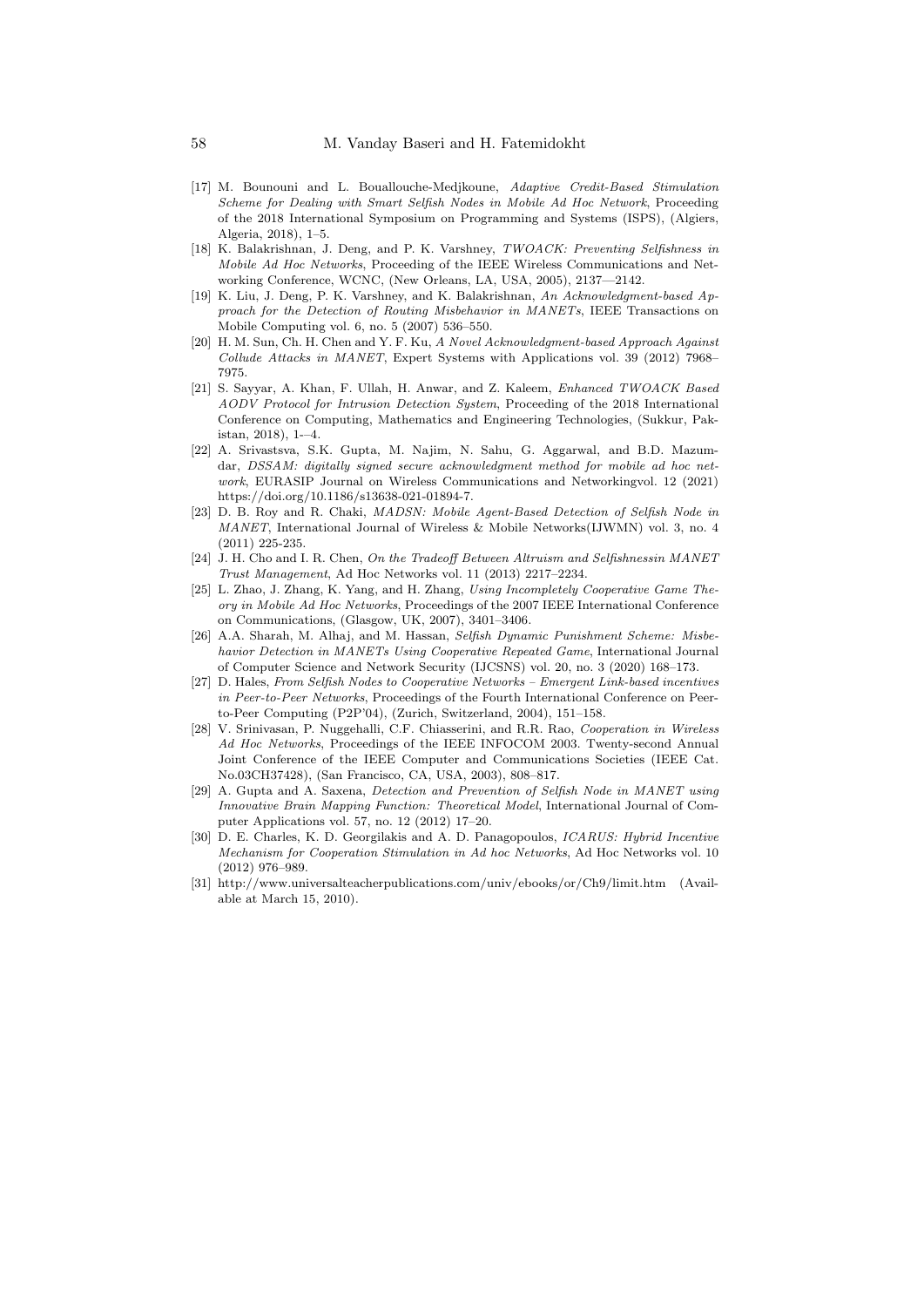[17] M. Bounouni and L. Bouallouche-Medjkoune, *Adaptive Credit-Based Stimulation Scheme for Dealing with Smart Selfish Nodes in Mobile Ad Hoc Network*, Proceeding of the 2018 International Symposium on Programming and Systems (ISPS), (Algiers, Algeria, 2018), 1–5.

[18] K. Balakrishnan, J. Deng, and P. K. Varshney, *TWOACK: Preventing Selfishness in Mobile Ad Hoc Networks*, Proceeding of the IEEE Wireless Communications and Networking Conference, WCNC, (New Orleans, LA, USA, 2005), 2137—2142.

[19] K. Liu, J. Deng, P. K. Varshney, and K. Balakrishnan, *An Acknowledgment-based Approach for the Detection of Routing Misbehavior in MANETs*, IEEE Transactions on Mobile Computing vol. 6, no. 5 (2007) 536–550.

[20] H. M. Sun, Ch. H. Chen and Y. F. Ku, *A Novel Acknowledgment-based Approach Against Collude Attacks in MANET*, Expert Systems with Applications vol. 39 (2012) 7968–7975.

[21] S. Sayyar, A. Khan, F. Ullah, H. Anwar, and Z. Kaleem, *Enhanced TWOACK Based AODV Protocol for Intrusion Detection System*, Proceeding of the 2018 International Conference on Computing, Mathematics and Engineering Technologies, (Sukkur, Pakistan, 2018), 1-–4.

[22] A. Srivastsva, S.K. Gupta, M. Najim, N. Sahu, G. Aggarwal, and B.D. Mazumdar, *DSSAM: digitally signed secure acknowledgment method for mobile ad hoc network*, EURASIP Journal on Wireless Communications and Networkingvol. 12 (2021) https://doi.org/10.1186/s13638-021-01894-7.

[23] D. B. Roy and R. Chaki, *MADSN: Mobile Agent-Based Detection of Selfish Node in MANET*, International Journal of Wireless & Mobile Networks(IJWMN) vol. 3, no. 4 (2011) 225-235.

[24] J. H. Cho and I. R. Chen, *On the Tradeoff Between Altruism and Selfishnessin MANET Trust Management*, Ad Hoc Networks vol. 11 (2013) 2217–2234.

[25] L. Zhao, J. Zhang, K. Yang, and H. Zhang, *Using Incompletely Cooperative Game Theory in Mobile Ad Hoc Networks*, Proceedings of the 2007 IEEE International Conference on Communications, (Glasgow, UK, 2007), 3401–3406.

[26] A.A. Sharah, M. Alhaj, and M. Hassan, *Selfish Dynamic Punishment Scheme: Misbehavior Detection in MANETs Using Cooperative Repeated Game*, International Journal of Computer Science and Network Security (IJCSNS) vol. 20, no. 3 (2020) 168–173.

[27] D. Hales, *From Selfish Nodes to Cooperative Networks – Emergent Link-based incentives in Peer-to-Peer Networks*, Proceedings of the Fourth International Conference on Peer-to-Peer Computing (P2P'04), (Zurich, Switzerland, 2004), 151–158.

[28] V. Srinivasan, P. Nuggehalli, C.F. Chiasserini, and R.R. Rao, *Cooperation in Wireless Ad Hoc Networks*, Proceedings of the IEEE INFOCOM 2003. Twenty-second Annual Joint Conference of the IEEE Computer and Communications Societies (IEEE Cat. No.03CH37428), (San Francisco, CA, USA, 2003), 808–817.

[29] A. Gupta and A. Saxena, *Detection and Prevention of Selfish Node in MANET using Innovative Brain Mapping Function: Theoretical Model*, International Journal of Computer Applications vol. 57, no. 12 (2012) 17–20.

[30] D. E. Charles, K. D. Georgilakis and A. D. Panagopoulos, *ICARUS: Hybrid Incentive Mechanism for Cooperation Stimulation in Ad hoc Networks*, Ad Hoc Networks vol. 10 (2012) 976–989.

[31] http://www.universalteacherpublications.com/univ/ebooks/or/Ch9/limit.htm (Available at March 15, 2010).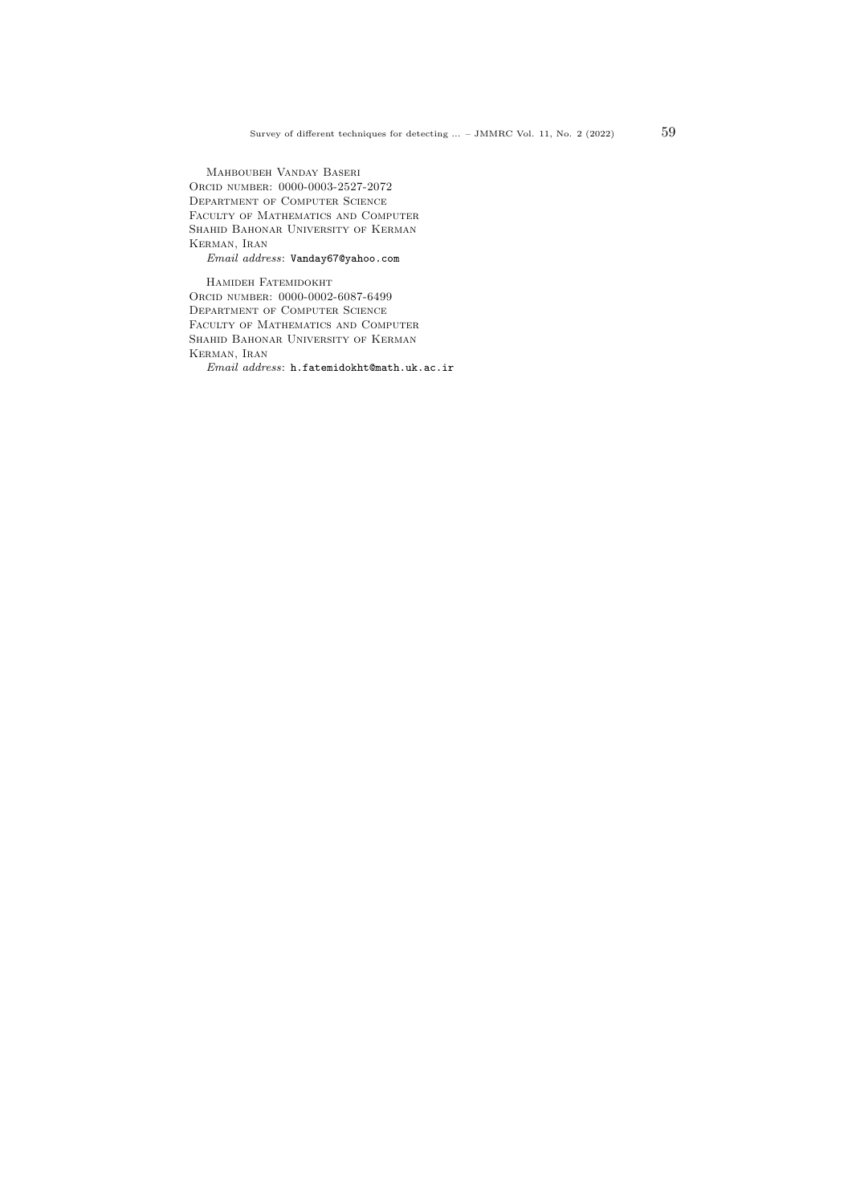Mahboubeh Vanday Baseri
Orcid number: 0000-0003-2527-2072
Department of Computer Science
Faculty of Mathematics and Computer
Shahid Bahonar University of Kerman
Kerman, Iran
*Email address*: Vanday67@yahoo.com

Hamideh Fatemidokht
Orcid number: 0000-0002-6087-6499
Department of Computer Science
Faculty of Mathematics and Computer
Shahid Bahonar University of Kerman
Kerman, Iran
*Email address*: h.fatemidokht@math.uk.ac.ir